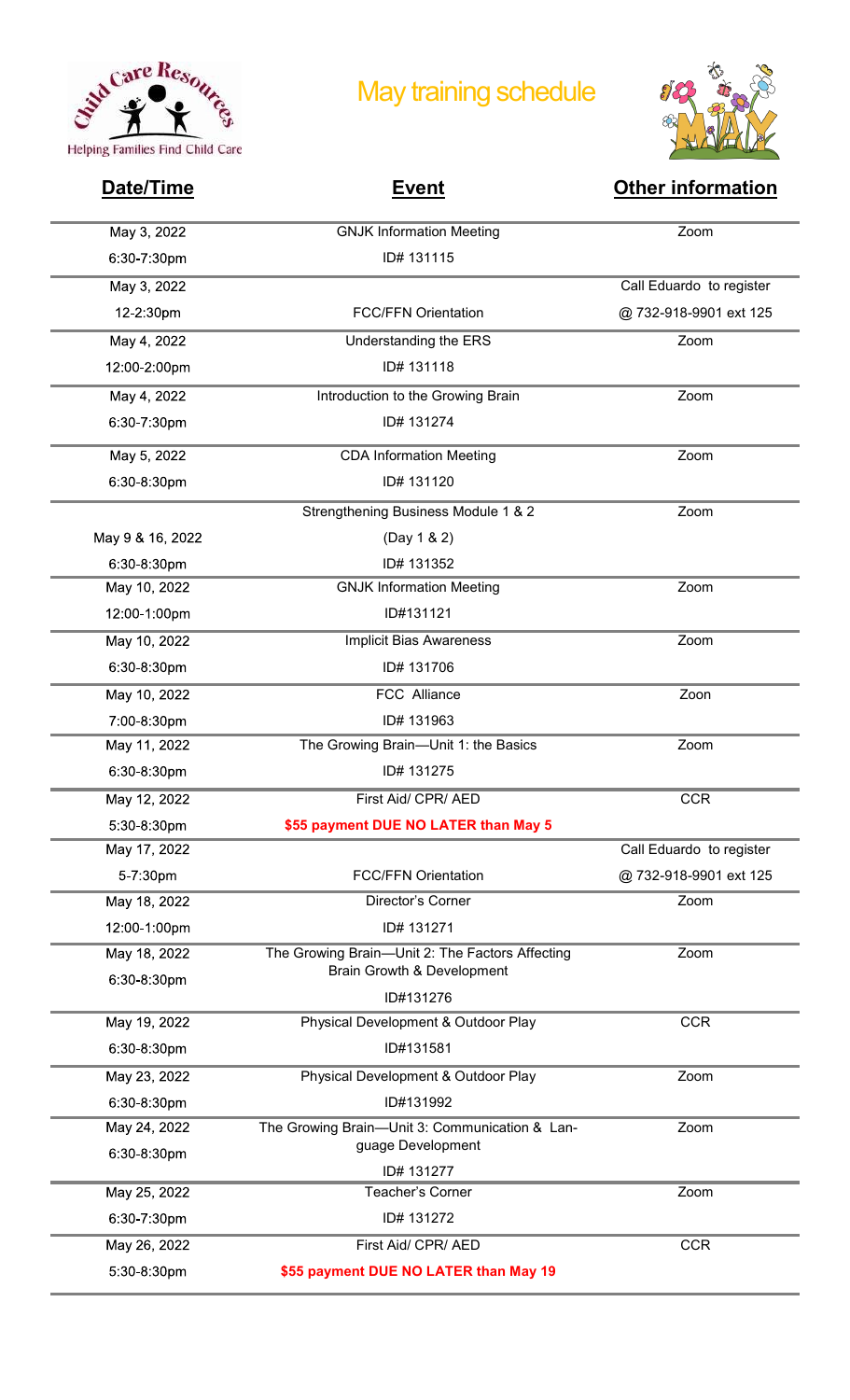Child Care Resources

Helping Families Find Child Care

# May training schedule

| Date/Time | Event | Other information |
|---|---|---|
| May 3, 2022<br>6:30-7:30pm | GNJK Information Meeting<br>ID# 131115 | Zoom |
| May 3, 2022<br>12-2:30pm | FCC/FFN Orientation | Call Eduardo to register @ 732-918-9901 ext 125 |
| May 4, 2022<br>12:00-2:00pm | Understanding the ERS<br>ID# 131118 | Zoom |
| May 4, 2022<br>6:30-7:30pm | Introduction to the Growing Brain<br>ID# 131274 | Zoom |
| May 5, 2022<br>6:30-8:30pm | CDA Information Meeting<br>ID# 131120 | Zoom |
| May 9 & 16, 2022<br>6:30-8:30pm | Strengthening Business Module 1 & 2<br>(Day 1 & 2)<br>ID# 131352 | Zoom |
| May 10, 2022<br>12:00-1:00pm | GNJK Information Meeting<br>ID#131121 | Zoom |
| May 10, 2022<br>6:30-8:30pm | Implicit Bias Awareness<br>ID# 131706 | Zoom |
| May 10, 2022<br>7:00-8:30pm | FCC Alliance<br>ID# 131963 | Zoon |
| May 11, 2022<br>6:30-8:30pm | The Growing Brain—Unit 1: the Basics<br>ID# 131275 | Zoom |
| May 12, 2022<br>5:30-8:30pm | First Aid/ CPR/ AED<br>**$55 payment DUE NO LATER than May 5** | CCR |
| May 17, 2022<br>5-7:30pm | FCC/FFN Orientation | Call Eduardo to register @ 732-918-9901 ext 125 |
| May 18, 2022<br>12:00-1:00pm | Director's Corner<br>ID# 131271 | Zoom |
| May 18, 2022<br>6:30-8:30pm | The Growing Brain—Unit 2: The Factors Affecting Brain Growth & Development<br>ID#131276 | Zoom |
| May 19, 2022<br>6:30-8:30pm | Physical Development & Outdoor Play<br>ID#131581 | CCR |
| May 23, 2022<br>6:30-8:30pm | Physical Development & Outdoor Play<br>ID#131992 | Zoom |
| May 24, 2022<br>6:30-8:30pm | The Growing Brain—Unit 3: Communication & Language Development<br>ID# 131277 | Zoom |
| May 25, 2022<br>6:30-7:30pm | Teacher's Corner<br>ID# 131272 | Zoom |
| May 26, 2022<br>5:30-8:30pm | First Aid/ CPR/ AED<br>**$55 payment DUE NO LATER than May 19** | CCR |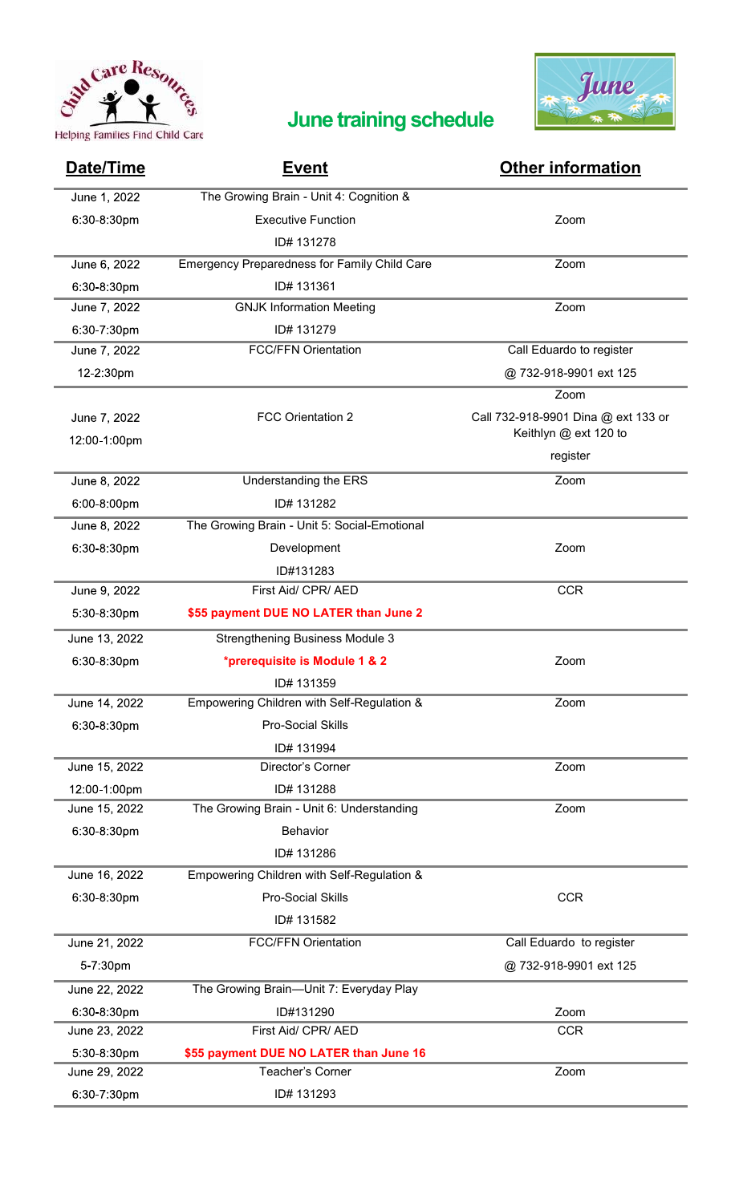Child Care Resources
Helping Families Find Child Care

# June training schedule

June

| Date/Time | Event | Other information |
|---|---|---|
| June 1, 2022 6:30-8:30pm | The Growing Brain - Unit 4: Cognition & Executive Function ID# 131278 | Zoom |
| June 6, 2022 6:30-8:30pm | Emergency Preparedness for Family Child Care ID# 131361 | Zoom |
| June 7, 2022 6:30-7:30pm | GNJK Information Meeting ID# 131279 | Zoom |
| June 7, 2022 12-2:30pm | FCC/FFN Orientation | Call Eduardo to register @ 732-918-9901 ext 125 |
| June 7, 2022 12:00-1:00pm | FCC Orientation 2 | Zoom Call 732-918-9901 Dina @ ext 133 or Keithlyn @ ext 120 to register |
| June 8, 2022 6:00-8:00pm | Understanding the ERS ID# 131282 | Zoom |
| June 8, 2022 6:30-8:30pm | The Growing Brain - Unit 5: Social-Emotional Development ID#131283 | Zoom |
| June 9, 2022 5:30-8:30pm | First Aid/ CPR/ AED **$55 payment DUE NO LATER than June 2** | CCR |
| June 13, 2022 6:30-8:30pm | Strengthening Business Module 3 ***prerequisite is Module 1 & 2** ID# 131359 | Zoom |
| June 14, 2022 6:30-8:30pm | Empowering Children with Self-Regulation & Pro-Social Skills ID# 131994 | Zoom |
| June 15, 2022 12:00-1:00pm | Director's Corner ID# 131288 | Zoom |
| June 15, 2022 6:30-8:30pm | The Growing Brain - Unit 6: Understanding Behavior ID# 131286 | Zoom |
| June 16, 2022 6:30-8:30pm | Empowering Children with Self-Regulation & Pro-Social Skills ID# 131582 | CCR |
| June 21, 2022 5-7:30pm | FCC/FFN Orientation | Call Eduardo to register @ 732-918-9901 ext 125 |
| June 22, 2022 6:30-8:30pm | The Growing Brain—Unit 7: Everyday Play ID#131290 | Zoom |
| June 23, 2022 5:30-8:30pm | First Aid/ CPR/ AED **$55 payment DUE NO LATER than June 16** | CCR |
| June 29, 2022 6:30-7:30pm | Teacher's Corner ID# 131293 | Zoom |